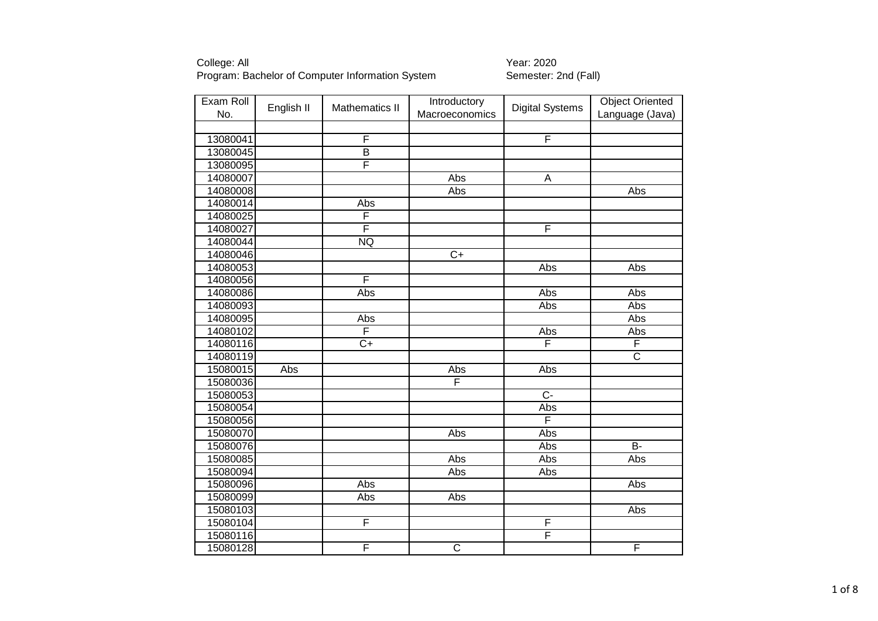College: All
Program: Bachelor of Computer Information System

Year: 2020
Semester: 2nd (Fall)

| Exam Roll No. | English II | Mathematics II | Introductory Macroeconomics | Digital Systems | Object Oriented Language (Java) |
|---|---|---|---|---|---|
| | | | | | |
| 13080041 | | F | | F | |
| 13080045 | | B | | | |
| 13080095 | | F | | | |
| 14080007 | | | Abs | A | |
| 14080008 | | | Abs | | Abs |
| 14080014 | | Abs | | | |
| 14080025 | | F | | | |
| 14080027 | | F | | F | |
| 14080044 | | NQ | | | |
| 14080046 | | | C+ | | |
| 14080053 | | | | Abs | Abs |
| 14080056 | | F | | | |
| 14080086 | | Abs | | Abs | Abs |
| 14080093 | | | | Abs | Abs |
| 14080095 | | Abs | | | Abs |
| 14080102 | | F | | Abs | Abs |
| 14080116 | | C+ | | F | F |
| 14080119 | | | | | C |
| 15080015 | Abs | | Abs | Abs | |
| 15080036 | | | F | | |
| 15080053 | | | | C- | |
| 15080054 | | | | Abs | |
| 15080056 | | | | F | |
| 15080070 | | | Abs | Abs | |
| 15080076 | | | | Abs | B- |
| 15080085 | | | Abs | Abs | Abs |
| 15080094 | | | Abs | Abs | |
| 15080096 | | Abs | | | Abs |
| 15080099 | | Abs | Abs | | |
| 15080103 | | | | | Abs |
| 15080104 | | F | | F | |
| 15080116 | | | | F | |
| 15080128 | | F | C | | F |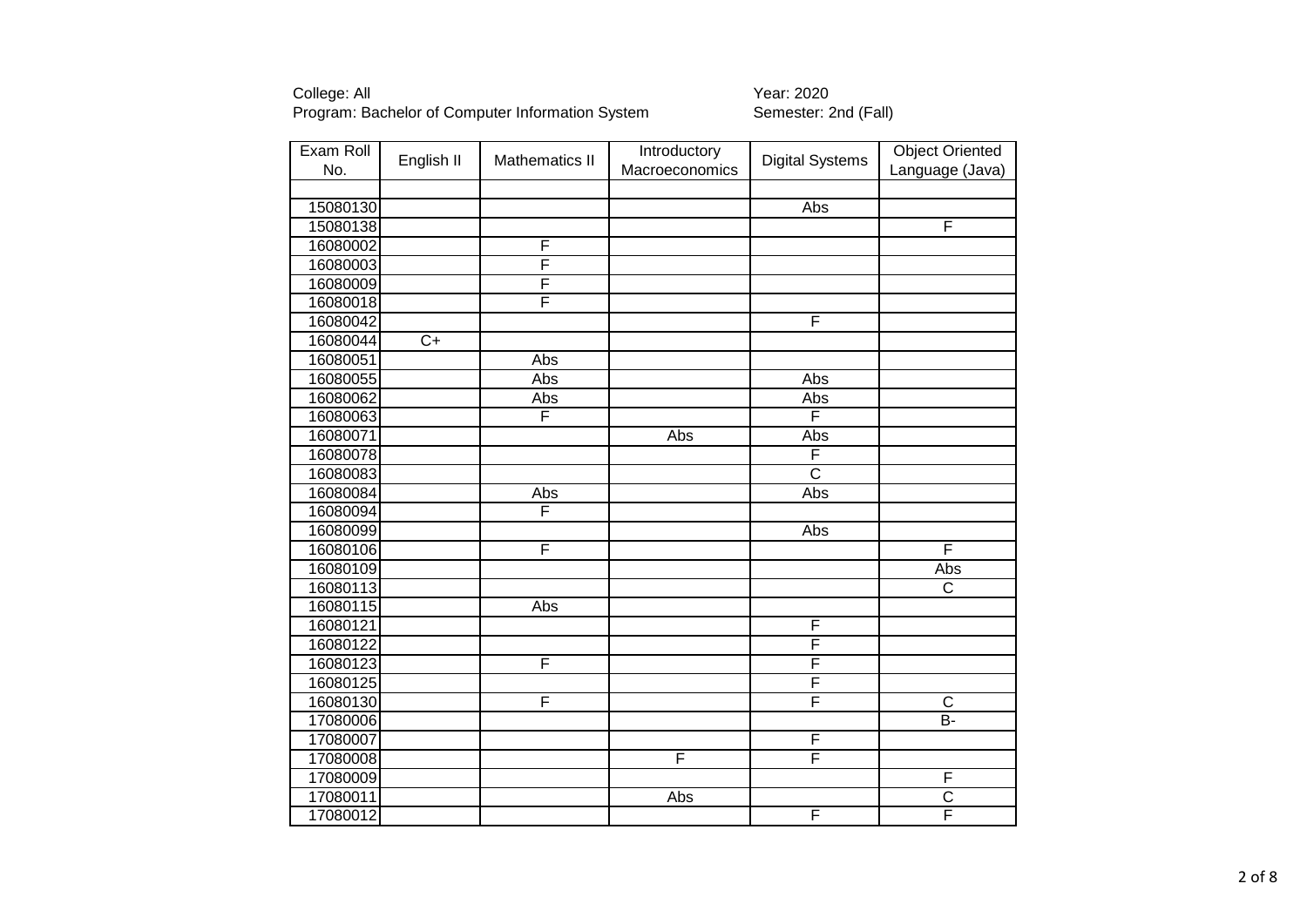College: All
Program: Bachelor of Computer Information System

Year: 2020
Semester: 2nd (Fall)

| Exam Roll No. | English II | Mathematics II | Introductory Macroeconomics | Digital Systems | Object Oriented Language (Java) |
|---|---|---|---|---|---|
| | | | | | |
| 15080130 | | | | Abs | |
| 15080138 | | | | | F |
| 16080002 | | F | | | |
| 16080003 | | F | | | |
| 16080009 | | F | | | |
| 16080018 | | F | | | |
| 16080042 | | | | F | |
| 16080044 | C+ | | | | |
| 16080051 | | Abs | | | |
| 16080055 | | Abs | | Abs | |
| 16080062 | | Abs | | Abs | |
| 16080063 | | F | | F | |
| 16080071 | | | Abs | Abs | |
| 16080078 | | | | F | |
| 16080083 | | | | C | |
| 16080084 | | Abs | | Abs | |
| 16080094 | | F | | | |
| 16080099 | | | | Abs | |
| 16080106 | | F | | | F |
| 16080109 | | | | | Abs |
| 16080113 | | | | | C |
| 16080115 | | Abs | | | |
| 16080121 | | | | F | |
| 16080122 | | | | F | |
| 16080123 | | F | | F | |
| 16080125 | | | | F | |
| 16080130 | | F | | F | C |
| 17080006 | | | | | B- |
| 17080007 | | | | F | |
| 17080008 | | | F | F | |
| 17080009 | | | | | F |
| 17080011 | | | Abs | | C |
| 17080012 | | | | F | F |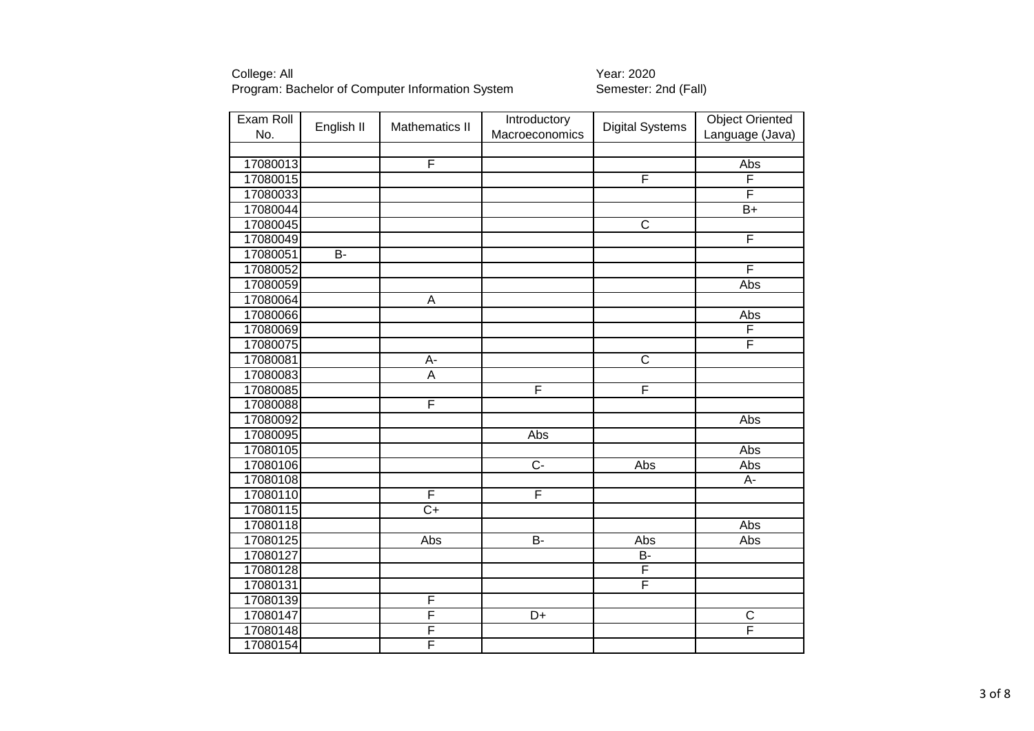College: All
Program: Bachelor of Computer Information System

Year: 2020
Semester: 2nd (Fall)

| Exam Roll No. | English II | Mathematics II | Introductory Macroeconomics | Digital Systems | Object Oriented Language (Java) |
|---|---|---|---|---|---|
| | | | | | |
| 17080013 | | F | | | Abs |
| 17080015 | | | | F | F |
| 17080033 | | | | | F |
| 17080044 | | | | | B+ |
| 17080045 | | | | C | |
| 17080049 | | | | | F |
| 17080051 | B- | | | | |
| 17080052 | | | | | F |
| 17080059 | | | | | Abs |
| 17080064 | | A | | | |
| 17080066 | | | | | Abs |
| 17080069 | | | | | F |
| 17080075 | | | | | F |
| 17080081 | | A- | | C | |
| 17080083 | | A | | | |
| 17080085 | | | F | F | |
| 17080088 | | F | | | |
| 17080092 | | | | | Abs |
| 17080095 | | | Abs | | |
| 17080105 | | | | | Abs |
| 17080106 | | | C- | Abs | Abs |
| 17080108 | | | | | A- |
| 17080110 | | F | F | | |
| 17080115 | | C+ | | | |
| 17080118 | | | | | Abs |
| 17080125 | | Abs | B- | Abs | Abs |
| 17080127 | | | | B- | |
| 17080128 | | | | F | |
| 17080131 | | | | F | |
| 17080139 | | F | | | |
| 17080147 | | F | D+ | | C |
| 17080148 | | F | | | F |
| 17080154 | | F | | | |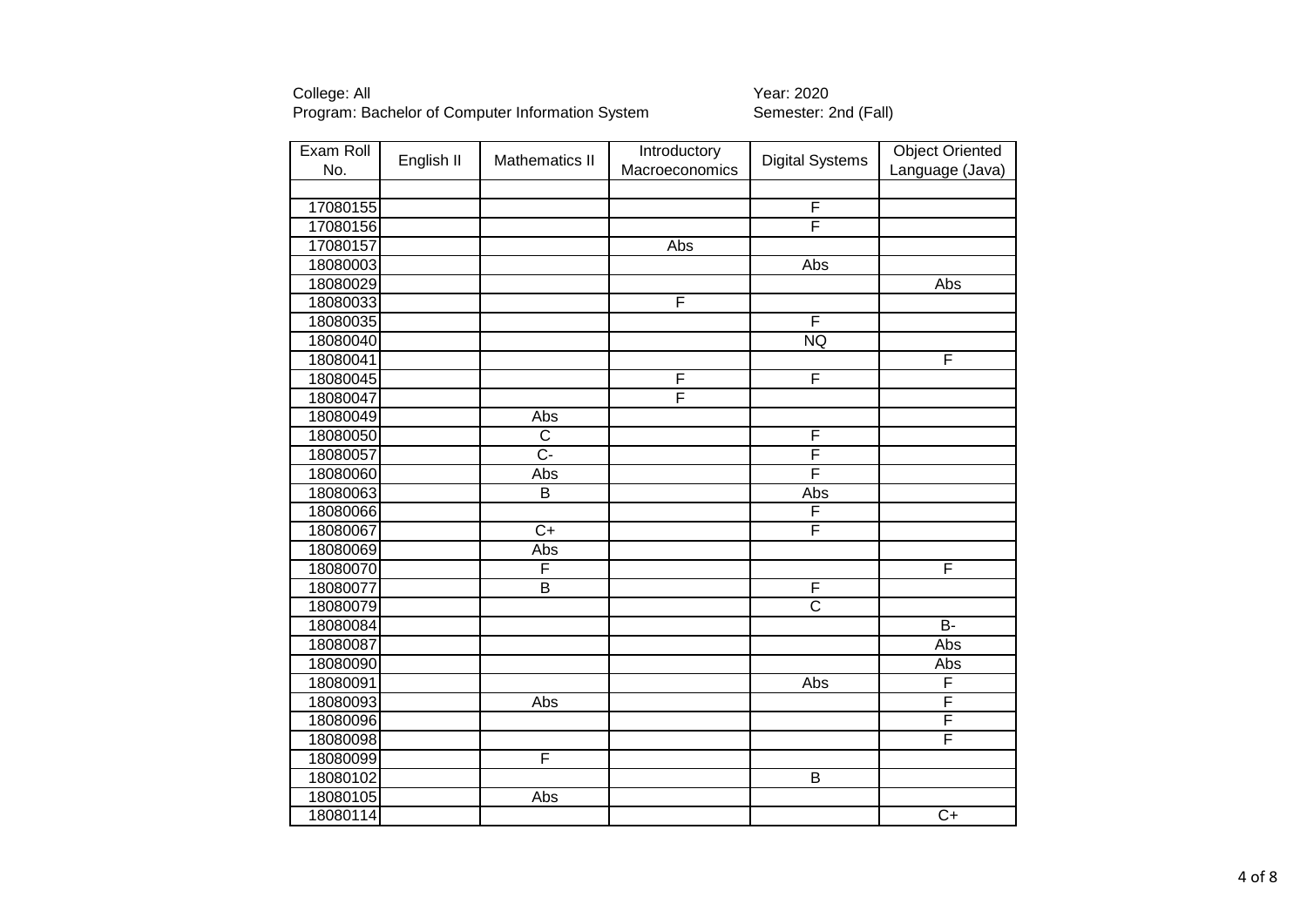College: All
Program: Bachelor of Computer Information System

Year: 2020
Semester: 2nd (Fall)

| Exam Roll No. | English II | Mathematics II | Introductory Macroeconomics | Digital Systems | Object Oriented Language (Java) |
|---|---|---|---|---|---|
| | | | | | |
| 17080155 | | | | F | |
| 17080156 | | | | F | |
| 17080157 | | | Abs | | |
| 18080003 | | | | Abs | |
| 18080029 | | | | | Abs |
| 18080033 | | | F | | |
| 18080035 | | | | F | |
| 18080040 | | | | NQ | |
| 18080041 | | | | | F |
| 18080045 | | | F | F | |
| 18080047 | | | F | | |
| 18080049 | | Abs | | | |
| 18080050 | | C | | F | |
| 18080057 | | C- | | F | |
| 18080060 | | Abs | | F | |
| 18080063 | | B | | Abs | |
| 18080066 | | | | F | |
| 18080067 | | C+ | | F | |
| 18080069 | | Abs | | | |
| 18080070 | | F | | | F |
| 18080077 | | B | | F | |
| 18080079 | | | | C | |
| 18080084 | | | | | B- |
| 18080087 | | | | | Abs |
| 18080090 | | | | | Abs |
| 18080091 | | | | Abs | F |
| 18080093 | | Abs | | | F |
| 18080096 | | | | | F |
| 18080098 | | | | | F |
| 18080099 | | F | | | |
| 18080102 | | | | B | |
| 18080105 | | Abs | | | |
| 18080114 | | | | | C+ |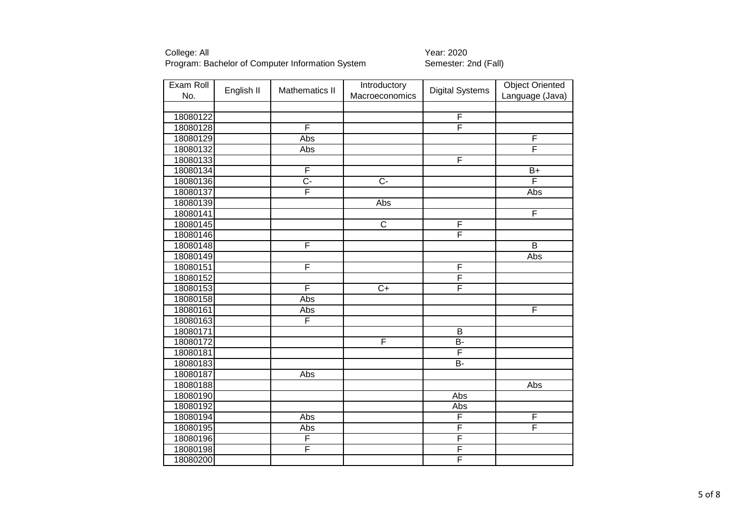College: All
Program: Bachelor of Computer Information System

Year: 2020
Semester: 2nd (Fall)

| Exam Roll No. | English II | Mathematics II | Introductory Macroeconomics | Digital Systems | Object Oriented Language (Java) |
|---|---|---|---|---|---|
| | | | | | |
| 18080122 | | | | F | |
| 18080128 | | F | | F | |
| 18080129 | | Abs | | | F |
| 18080132 | | Abs | | | F |
| 18080133 | | | | F | |
| 18080134 | | F | | | B+ |
| 18080136 | | C- | C- | | F |
| 18080137 | | F | | | Abs |
| 18080139 | | | Abs | | |
| 18080141 | | | | | F |
| 18080145 | | | C | F | |
| 18080146 | | | | F | |
| 18080148 | | F | | | B |
| 18080149 | | | | | Abs |
| 18080151 | | F | | F | |
| 18080152 | | | | F | |
| 18080153 | | F | C+ | F | |
| 18080158 | | Abs | | | |
| 18080161 | | Abs | | | F |
| 18080163 | | F | | | |
| 18080171 | | | | B | |
| 18080172 | | | F | B- | |
| 18080181 | | | | F | |
| 18080183 | | | | B- | |
| 18080187 | | Abs | | | |
| 18080188 | | | | | Abs |
| 18080190 | | | | Abs | |
| 18080192 | | | | Abs | |
| 18080194 | | Abs | | F | F |
| 18080195 | | Abs | | F | F |
| 18080196 | | F | | F | |
| 18080198 | | F | | F | |
| 18080200 | | | | F | |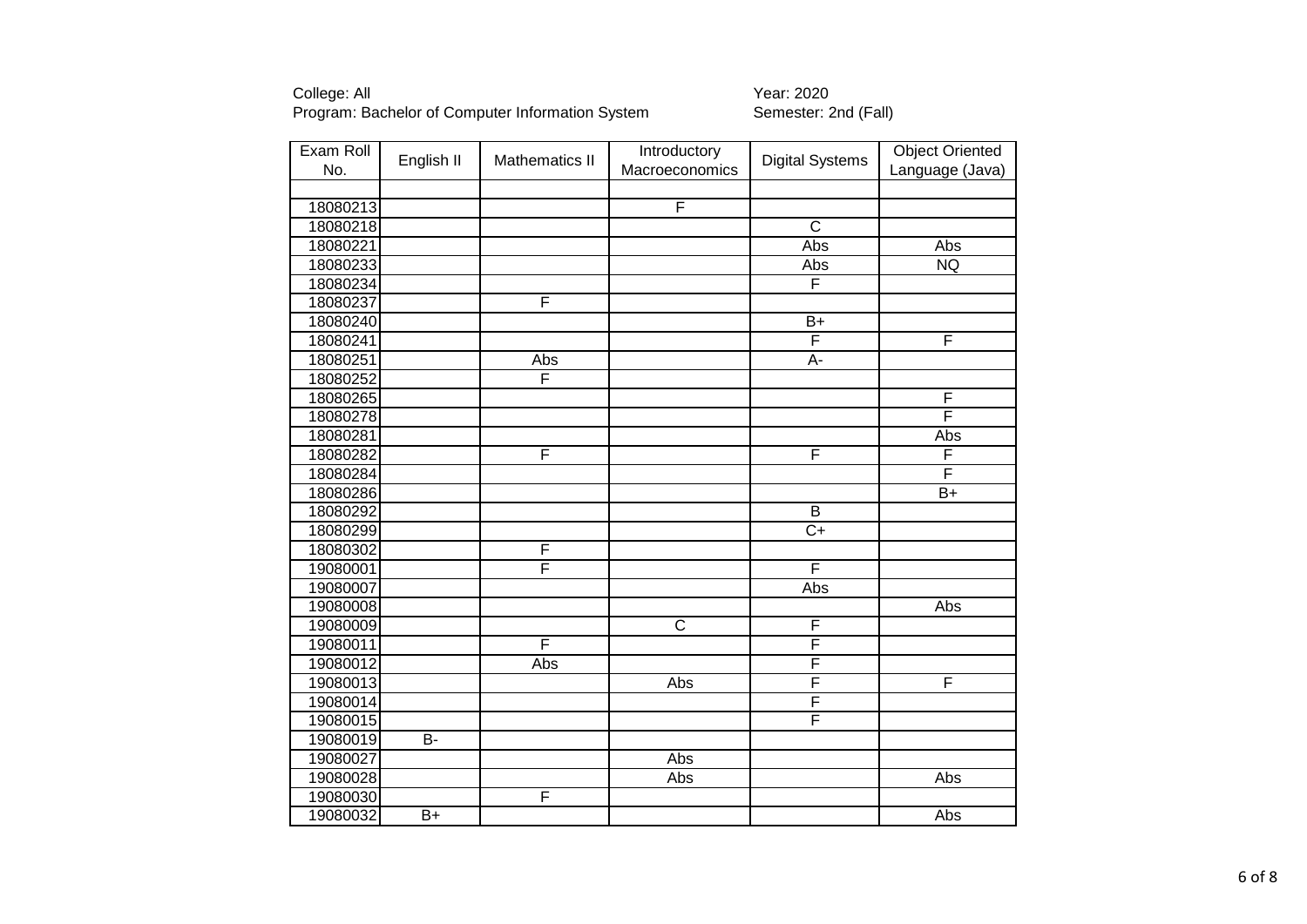College: All
Program: Bachelor of Computer Information System

Year: 2020
Semester: 2nd (Fall)

| Exam Roll No. | English II | Mathematics II | Introductory Macroeconomics | Digital Systems | Object Oriented Language (Java) |
|---|---|---|---|---|---|
| | | | | | |
| 18080213 | | | F | | |
| 18080218 | | | | C | |
| 18080221 | | | | Abs | Abs |
| 18080233 | | | | Abs | NQ |
| 18080234 | | | | F | |
| 18080237 | | F | | | |
| 18080240 | | | | B+ | |
| 18080241 | | | | F | F |
| 18080251 | | Abs | | A- | |
| 18080252 | | F | | | |
| 18080265 | | | | | F |
| 18080278 | | | | | F |
| 18080281 | | | | | Abs |
| 18080282 | | F | | F | F |
| 18080284 | | | | | F |
| 18080286 | | | | | B+ |
| 18080292 | | | | B | |
| 18080299 | | | | C+ | |
| 18080302 | | F | | | |
| 19080001 | | F | | F | |
| 19080007 | | | | Abs | |
| 19080008 | | | | | Abs |
| 19080009 | | | C | F | |
| 19080011 | | F | | F | |
| 19080012 | | Abs | | F | |
| 19080013 | | | Abs | F | F |
| 19080014 | | | | F | |
| 19080015 | | | | F | |
| 19080019 | B- | | | | |
| 19080027 | | | Abs | | |
| 19080028 | | | Abs | | Abs |
| 19080030 | | F | | | |
| 19080032 | B+ | | | | Abs |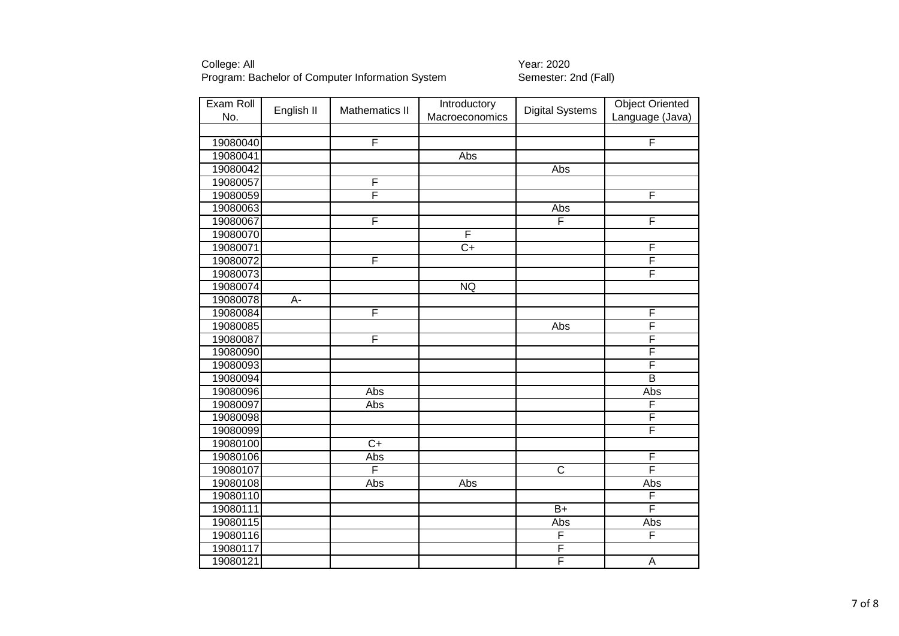College: All
Program: Bachelor of Computer Information System

Year: 2020
Semester: 2nd (Fall)

| Exam Roll No. | English II | Mathematics II | Introductory Macroeconomics | Digital Systems | Object Oriented Language (Java) |
|---|---|---|---|---|---|
| | | | | | |
| 19080040 | | F | | | F |
| 19080041 | | | Abs | | |
| 19080042 | | | | Abs | |
| 19080057 | | F | | | |
| 19080059 | | F | | | F |
| 19080063 | | | | Abs | |
| 19080067 | | F | | F | F |
| 19080070 | | | F | | |
| 19080071 | | | C+ | | F |
| 19080072 | | F | | | F |
| 19080073 | | | | | F |
| 19080074 | | | NQ | | |
| 19080078 | A- | | | | |
| 19080084 | | F | | | F |
| 19080085 | | | | Abs | F |
| 19080087 | | F | | | F |
| 19080090 | | | | | F |
| 19080093 | | | | | F |
| 19080094 | | | | | B |
| 19080096 | | Abs | | | Abs |
| 19080097 | | Abs | | | F |
| 19080098 | | | | | F |
| 19080099 | | | | | F |
| 19080100 | | C+ | | | |
| 19080106 | | Abs | | | F |
| 19080107 | | F | | C | F |
| 19080108 | | Abs | Abs | | Abs |
| 19080110 | | | | | F |
| 19080111 | | | | B+ | F |
| 19080115 | | | | Abs | Abs |
| 19080116 | | | | F | F |
| 19080117 | | | | F | |
| 19080121 | | | | F | A |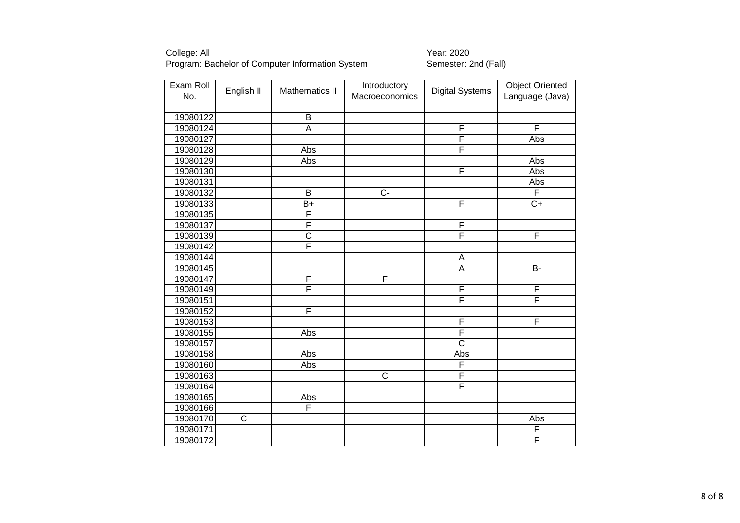College: All
Program: Bachelor of Computer Information System

Year: 2020
Semester: 2nd (Fall)

| Exam Roll No. | English II | Mathematics II | Introductory Macroeconomics | Digital Systems | Object Oriented Language (Java) |
|---|---|---|---|---|---|
| | | | | | |
| 19080122 | | B | | | |
| 19080124 | | A | | F | F |
| 19080127 | | | | F | Abs |
| 19080128 | | Abs | | F | |
| 19080129 | | Abs | | | Abs |
| 19080130 | | | | F | Abs |
| 19080131 | | | | | Abs |
| 19080132 | | B | C- | | F |
| 19080133 | | B+ | | F | C+ |
| 19080135 | | F | | | |
| 19080137 | | F | | F | |
| 19080139 | | C | | F | F |
| 19080142 | | F | | | |
| 19080144 | | | | A | |
| 19080145 | | | | A | B- |
| 19080147 | | F | F | | |
| 19080149 | | F | | F | F |
| 19080151 | | | | F | F |
| 19080152 | | F | | | |
| 19080153 | | | | F | F |
| 19080155 | | Abs | | F | |
| 19080157 | | | | C | |
| 19080158 | | Abs | | Abs | |
| 19080160 | | Abs | | F | |
| 19080163 | | | C | F | |
| 19080164 | | | | F | |
| 19080165 | | Abs | | | |
| 19080166 | | F | | | |
| 19080170 | C | | | | Abs |
| 19080171 | | | | | F |
| 19080172 | | | | | F |